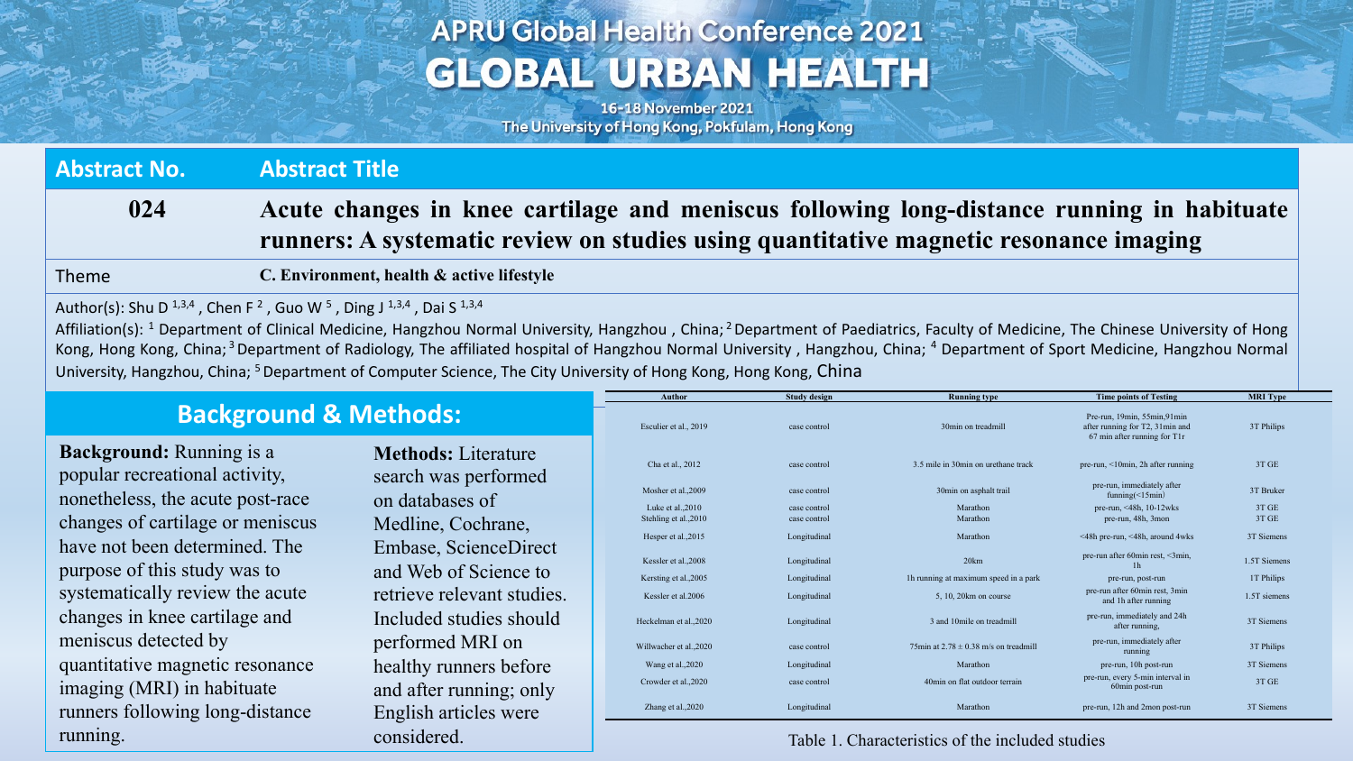# APRU Global Health Conference 2021

# GLOBAL URBAN HEALTH

16-18 November 2021

The University of Hong Kong, Pokfulam, Hong Kong

| Abstract No. | Abstract Title |
|---|---|
| 024 | **Acute changes in knee cartilage and meniscus following long-distance running in habituate runners: A systematic review on studies using quantitative magnetic resonance imaging** |
| Theme | **C. Environment, health & active lifestyle** |

Author(s): Shu D [1,3,4], Chen F [2], Guo W [5], Ding J [1,3,4], Dai S [1,3,4]

Affiliation(s): [1] Department of Clinical Medicine, Hangzhou Normal University, Hangzhou, China; [2] Department of Paediatrics, Faculty of Medicine, The Chinese University of Hong Kong, Hong Kong, China; [3] Department of Radiology, The affiliated hospital of Hangzhou Normal University, Hangzhou, China; [4] Department of Sport Medicine, Hangzhou Normal University, Hangzhou, China; [5] Department of Computer Science, The City University of Hong Kong, Hong Kong, China

## Background & Methods:

**Background:** Running is a popular recreational activity, nonetheless, the acute post-race changes of cartilage or meniscus have not been determined. The purpose of this study was to systematically review the acute changes in knee cartilage and meniscus detected by quantitative magnetic resonance imaging (MRI) in habituate runners following long-distance running.

**Methods:** Literature search was performed on databases of Medline, Cochrane, Embase, ScienceDirect and Web of Science to retrieve relevant studies. Included studies should performed MRI on healthy runners before and after running; only English articles were considered.

| Author | Study design | Running type | Time points of Testing | MRI Type |
|---|---|---|---|---|
| Esculier et al., 2019 | case control | 30min on treadmill | Pre-run, 19min, 55min,91min after running for T2, 31min and 67 min after running for T1r | 3T Philips |
| Cha et al., 2012 | case control | 3.5 mile in 30min on urethane track | pre-run, <10min, 2h after running | 3T GE |
| Mosher et al.,2009 | case control | 30min on asphalt trail | pre-run, immediately after funning(<15min) | 3T Bruker |
| Luke et al.,2010 | case control | Marathon | pre-run, <48h, 10-12wks | 3T GE |
| Stehling et al.,2010 | case control | Marathon | pre-run, 48h, 3mon | 3T GE |
| Hesper et al.,2015 | Longitudinal | Marathon | <48h pre-run, <48h, around 4wks | 3T Siemens |
| Kessler et al.,2008 | Longitudinal | 20km | pre-run after 60min rest, <3min, 1h | 1.5T Siemens |
| Kersting et al.,2005 | Longitudinal | 1h running at maximum speed in a park | pre-run, post-run | 1T Philips |
| Kessler et al.2006 | Longitudinal | 5, 10, 20km on course | pre-run after 60min rest, 3min and 1h after running | 1.5T siemens |
| Heckelman et al.,2020 | Longitudinal | 3 and 10mile on treadmill | pre-run, immediately and 24h after running, | 3T Siemens |
| Willwacher et al.,2020 | case control | 75min at 2.78 ± 0.38 m/s on treadmill | pre-run, immediately after running | 3T Philips |
| Wang et al.,2020 | Longitudinal | Marathon | pre-run, 10h post-run | 3T Siemens |
| Crowder et al.,2020 | case control | 40min on flat outdoor terrain | pre-run, every 5-min interval in 60min post-run | 3T GE |
| Zhang et al.,2020 | Longitudinal | Marathon | pre-run, 12h and 2mon post-run | 3T Siemens |

Table 1. Characteristics of the included studies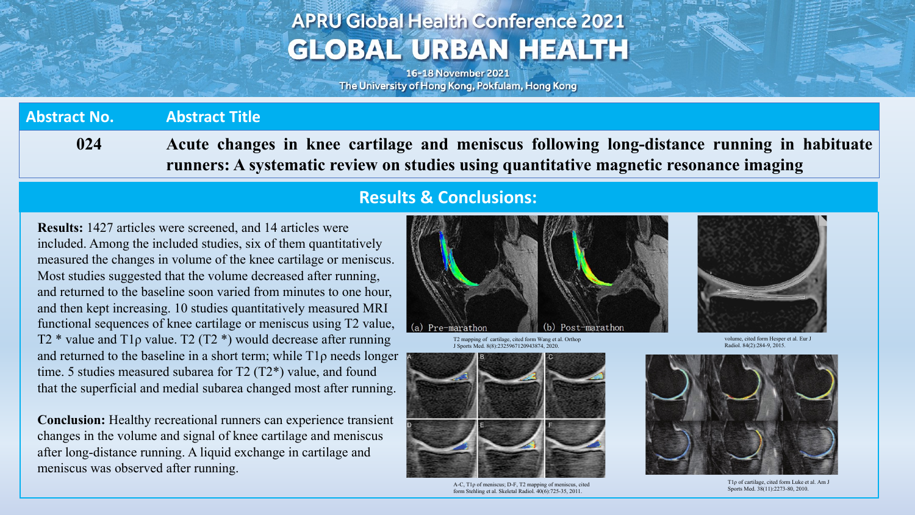## Abstract No. 024

## Abstract Title

**Acute changes in knee cartilage and meniscus following long-distance running in habituate runners: A systematic review on studies using quantitative magnetic resonance imaging**

## Results & Conclusions:

**Results:** 1427 articles were screened, and 14 articles were included. Among the included studies, six of them quantitatively measured the changes in volume of the knee cartilage or meniscus. Most studies suggested that the volume decreased after running, and returned to the baseline soon varied from minutes to one hour, and then kept increasing. 10 studies quantitatively measured MRI functional sequences of knee cartilage or meniscus using T2 value, T2 * value and T1ρ value. T2 (T2 *) would decrease after running and returned to the baseline in a short term; while T1ρ needs longer time. 5 studies measured subarea for T2 (T2*) value, and found that the superficial and medial subarea changed most after running.

**Conclusion:** Healthy recreational runners can experience transient changes in the volume and signal of knee cartilage and meniscus after long-distance running. A liquid exchange in cartilage and meniscus was observed after running.

(a) Pre-marathon (b) Post-marathon

T2 mapping of cartilage, cited form Wang et al. Orthop J Sports Med. 8(8):2325967120943874, 2020.

volume, cited form Hesper et al. Eur J Radiol. 84(2):284-9, 2015.

A-C, T1ρ of meniscus; D-F, T2 mapping of meniscus, cited form Stehling et al. Skeletal Radiol. 40(6):725-35, 2011.

T1ρ of cartilage, cited form Luke et al. Am J Sports Med. 38(11):2273-80, 2010.